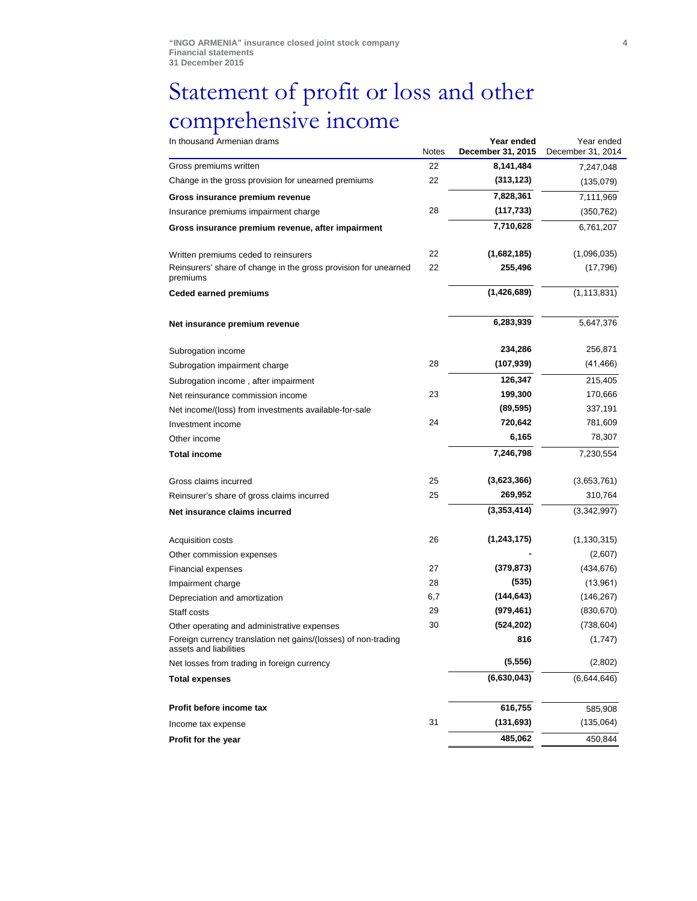# Statement of profit or loss and other comprehensive income

| In thousand Armenian drams | Notes | **Year ended December 31, 2015** | Year ended December 31, 2014 |
|---|---|---|---|
| Gross premiums written | 22 | **8,141,484** | 7,247,048 |
| Change in the gross provision for unearned premiums | 22 | **(313,123)** | (135,079) |
| **Gross insurance premium revenue** | | **7,828,361** | 7,111,969 |
| Insurance premiums impairment charge | 28 | **(117,733)** | (350,762) |
| **Gross insurance premium revenue, after impairment** | | **7,710,628** | 6,761,207 |
| Written premiums ceded to reinsurers | 22 | **(1,682,185)** | (1,096,035) |
| Reinsurers' share of change in the gross provision for unearned premiums | 22 | **255,496** | (17,796) |
| **Ceded earned premiums** | | **(1,426,689)** | (1,113,831) |
| **Net insurance premium revenue** | | **6,283,939** | 5,647,376 |
| Subrogation income | | **234,286** | 256,871 |
| Subrogation impairment charge | 28 | **(107,939)** | (41,466) |
| Subrogation income , after impairment | | **126,347** | 215,405 |
| Net reinsurance commission income | 23 | **199,300** | 170,666 |
| Net income/(loss) from investments available-for-sale | | **(89,595)** | 337,191 |
| Investment income | 24 | **720,642** | 781,609 |
| Other income | | **6,165** | 78,307 |
| **Total income** | | **7,246,798** | 7,230,554 |
| Gross claims incurred | 25 | **(3,623,366)** | (3,653,761) |
| Reinsurer's share of gross claims incurred | 25 | **269,952** | 310,764 |
| **Net insurance claims incurred** | | **(3,353,414)** | (3,342,997) |
| Acquisition costs | 26 | **(1,243,175)** | (1,130,315) |
| Other commission expenses | | **-** | (2,607) |
| Financial expenses | 27 | **(379,873)** | (434,676) |
| Impairment charge | 28 | **(535)** | (13,961) |
| Depreciation and amortization | 6,7 | **(144,643)** | (146,267) |
| Staff costs | 29 | **(979,461)** | (830,670) |
| Other operating and administrative expenses | 30 | **(524,202)** | (738,604) |
| Foreign currency translation net gains/(losses) of non-trading assets and liabilities | | **816** | (1,747) |
| Net losses from trading in foreign currency | | **(5,556)** | (2,802) |
| **Total expenses** | | **(6,630,043)** | (6,644,646) |
| **Profit before income tax** | | **616,755** | 585,908 |
| Income tax expense | 31 | **(131,693)** | (135,064) |
| **Profit for the year** | | **485,062** | 450,844 |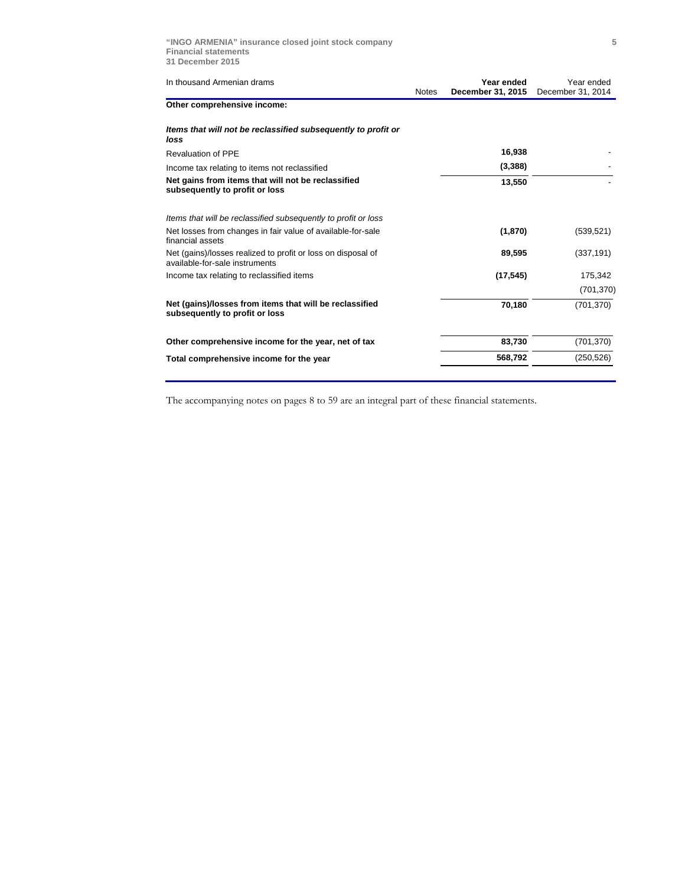| In thousand Armenian drams | Notes | **Year ended December 31, 2015** | Year ended December 31, 2014 |
|---|---|---|---|
| **Other comprehensive income:** | | | |
| ***Items that will not be reclassified subsequently to profit or loss*** | | | |
| Revaluation of PPE | | **16,938** | - |
| Income tax relating to items not reclassified | | **(3,388)** | - |
| **Net gains from items that will not be reclassified subsequently to profit or loss** | | **13,550** | - |
| *Items that will be reclassified subsequently to profit or loss* | | | |
| Net losses from changes in fair value of available-for-sale financial assets | | **(1,870)** | (539,521) |
| Net (gains)/losses realized to profit or loss on disposal of available-for-sale instruments | | **89,595** | (337,191) |
| Income tax relating to reclassified items | | **(17,545)** | 175,342 |
| | | | (701,370) |
| **Net (gains)/losses from items that will be reclassified subsequently to profit or loss** | | **70,180** | (701,370) |
| **Other comprehensive income for the year, net of tax** | | **83,730** | (701,370) |
| **Total comprehensive income for the year** | | **568,792** | (250,526) |

The accompanying notes on pages 8 to 59 are an integral part of these financial statements.